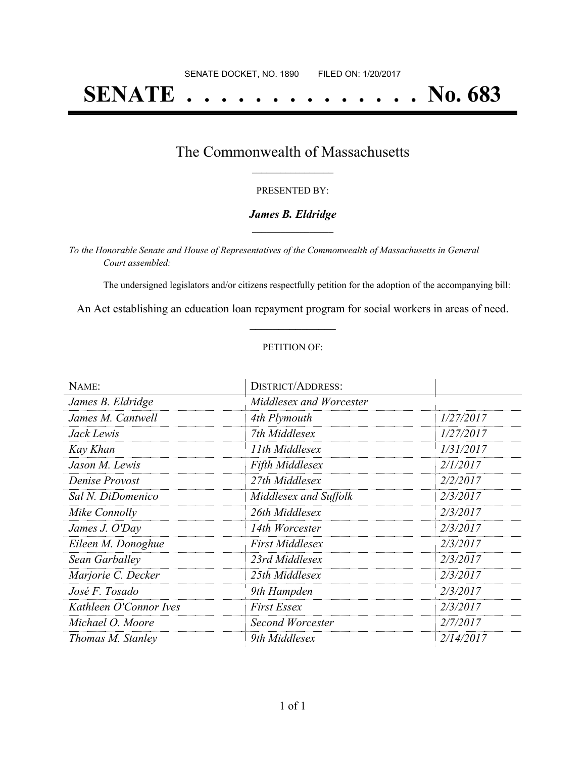SENATE DOCKET, NO. 1890 FILED ON: 1/20/2017

# SENATE . . . . . . . . . . . . . . No. 683

## The Commonwealth of Massachusetts

PRESENTED BY:

***James B. Eldridge***

*To the Honorable Senate and House of Representatives of the Commonwealth of Massachusetts in General Court assembled:*

The undersigned legislators and/or citizens respectfully petition for the adoption of the accompanying bill:

An Act establishing an education loan repayment program for social workers in areas of need.

PETITION OF:

| NAME: | DISTRICT/ADDRESS: | |
|---|---|---|
| *James B. Eldridge* | *Middlesex and Worcester* | |
| *James M. Cantwell* | *4th Plymouth* | *1/27/2017* |
| *Jack Lewis* | *7th Middlesex* | *1/27/2017* |
| *Kay Khan* | *11th Middlesex* | *1/31/2017* |
| *Jason M. Lewis* | *Fifth Middlesex* | *2/1/2017* |
| *Denise Provost* | *27th Middlesex* | *2/2/2017* |
| *Sal N. DiDomenico* | *Middlesex and Suffolk* | *2/3/2017* |
| *Mike Connolly* | *26th Middlesex* | *2/3/2017* |
| *James J. O'Day* | *14th Worcester* | *2/3/2017* |
| *Eileen M. Donoghue* | *First Middlesex* | *2/3/2017* |
| *Sean Garballey* | *23rd Middlesex* | *2/3/2017* |
| *Marjorie C. Decker* | *25th Middlesex* | *2/3/2017* |
| *José F. Tosado* | *9th Hampden* | *2/3/2017* |
| *Kathleen O'Connor Ives* | *First Essex* | *2/3/2017* |
| *Michael O. Moore* | *Second Worcester* | *2/7/2017* |
| *Thomas M. Stanley* | *9th Middlesex* | *2/14/2017* |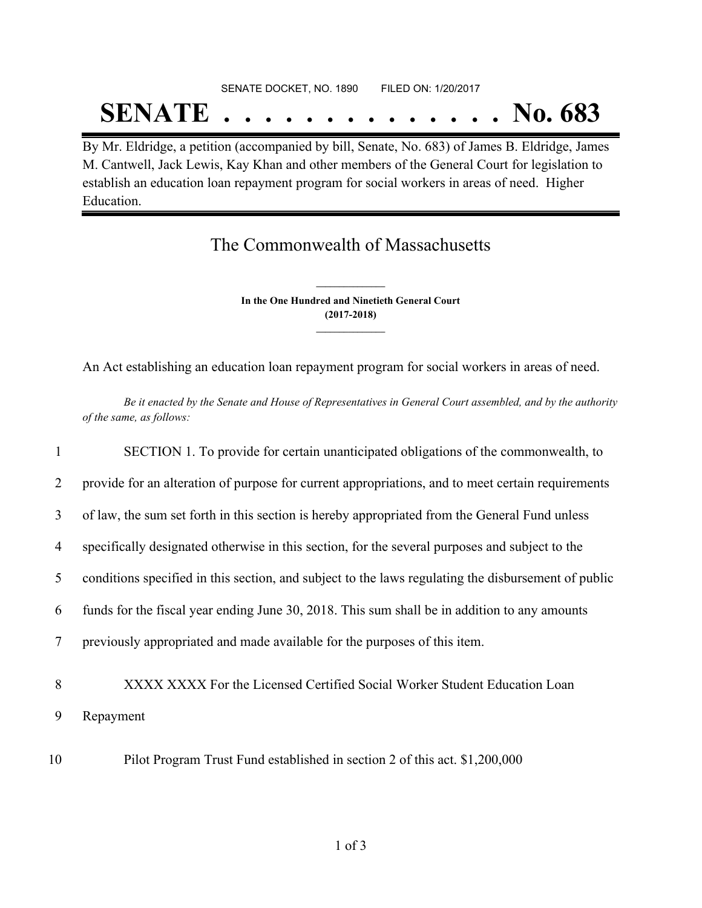SENATE DOCKET, NO. 1890 FILED ON: 1/20/2017

# SENATE . . . . . . . . . . . . . . No. 683

By Mr. Eldridge, a petition (accompanied by bill, Senate, No. 683) of James B. Eldridge, James M. Cantwell, Jack Lewis, Kay Khan and other members of the General Court for legislation to establish an education loan repayment program for social workers in areas of need. Higher Education.

## The Commonwealth of Massachusetts

**In the One Hundred and Ninetieth General Court**
**(2017-2018)**

An Act establishing an education loan repayment program for social workers in areas of need.

*Be it enacted by the Senate and House of Representatives in General Court assembled, and by the authority of the same, as follows:*

1 SECTION 1. To provide for certain unanticipated obligations of the commonwealth, to
2 provide for an alteration of purpose for current appropriations, and to meet certain requirements
3 of law, the sum set forth in this section is hereby appropriated from the General Fund unless
4 specifically designated otherwise in this section, for the several purposes and subject to the
5 conditions specified in this section, and subject to the laws regulating the disbursement of public
6 funds for the fiscal year ending June 30, 2018. This sum shall be in addition to any amounts
7 previously appropriated and made available for the purposes of this item.

8 XXXX XXXX For the Licensed Certified Social Worker Student Education Loan
9 Repayment

10 Pilot Program Trust Fund established in section 2 of this act. $1,200,000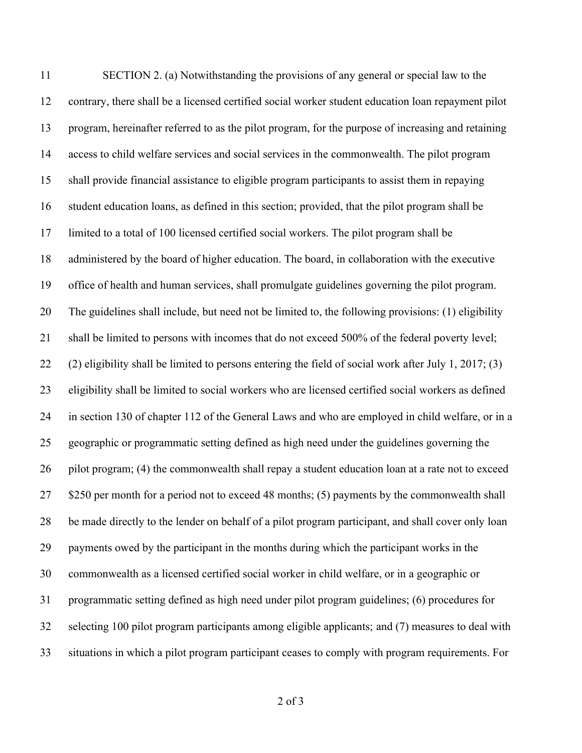SECTION 2. (a) Notwithstanding the provisions of any general or special law to the contrary, there shall be a licensed certified social worker student education loan repayment pilot program, hereinafter referred to as the pilot program, for the purpose of increasing and retaining access to child welfare services and social services in the commonwealth. The pilot program shall provide financial assistance to eligible program participants to assist them in repaying student education loans, as defined in this section; provided, that the pilot program shall be limited to a total of 100 licensed certified social workers. The pilot program shall be administered by the board of higher education. The board, in collaboration with the executive office of health and human services, shall promulgate guidelines governing the pilot program. The guidelines shall include, but need not be limited to, the following provisions: (1) eligibility shall be limited to persons with incomes that do not exceed 500% of the federal poverty level; (2) eligibility shall be limited to persons entering the field of social work after July 1, 2017; (3) eligibility shall be limited to social workers who are licensed certified social workers as defined in section 130 of chapter 112 of the General Laws and who are employed in child welfare, or in a geographic or programmatic setting defined as high need under the guidelines governing the pilot program; (4) the commonwealth shall repay a student education loan at a rate not to exceed $250 per month for a period not to exceed 48 months; (5) payments by the commonwealth shall be made directly to the lender on behalf of a pilot program participant, and shall cover only loan payments owed by the participant in the months during which the participant works in the commonwealth as a licensed certified social worker in child welfare, or in a geographic or programmatic setting defined as high need under pilot program guidelines; (6) procedures for selecting 100 pilot program participants among eligible applicants; and (7) measures to deal with situations in which a pilot program participant ceases to comply with program requirements. For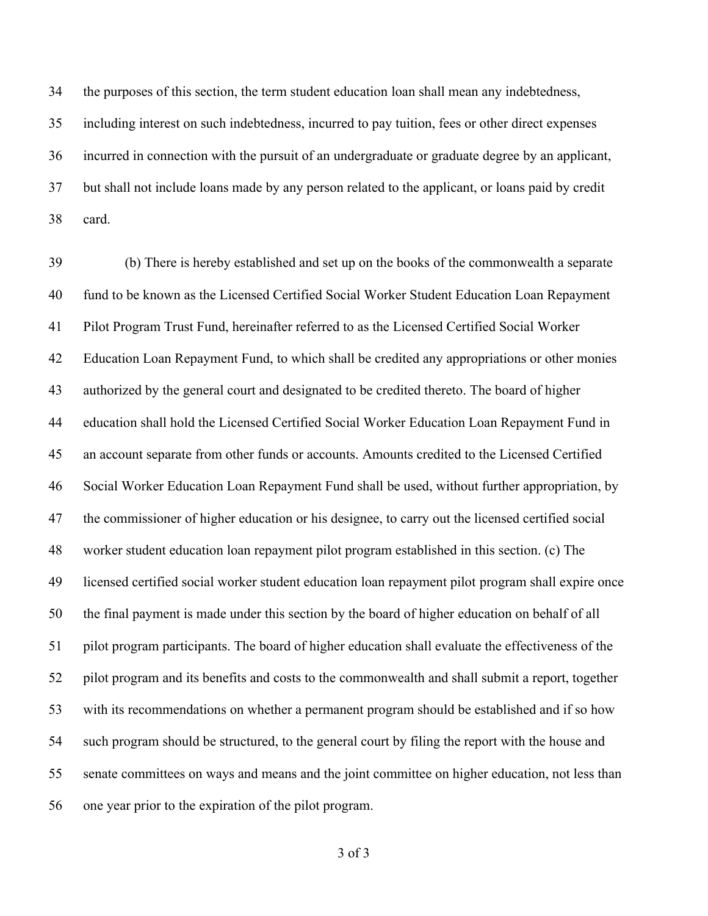the purposes of this section, the term student education loan shall mean any indebtedness, including interest on such indebtedness, incurred to pay tuition, fees or other direct expenses incurred in connection with the pursuit of an undergraduate or graduate degree by an applicant, but shall not include loans made by any person related to the applicant, or loans paid by credit card.

(b) There is hereby established and set up on the books of the commonwealth a separate fund to be known as the Licensed Certified Social Worker Student Education Loan Repayment Pilot Program Trust Fund, hereinafter referred to as the Licensed Certified Social Worker Education Loan Repayment Fund, to which shall be credited any appropriations or other monies authorized by the general court and designated to be credited thereto. The board of higher education shall hold the Licensed Certified Social Worker Education Loan Repayment Fund in an account separate from other funds or accounts. Amounts credited to the Licensed Certified Social Worker Education Loan Repayment Fund shall be used, without further appropriation, by the commissioner of higher education or his designee, to carry out the licensed certified social worker student education loan repayment pilot program established in this section. (c) The licensed certified social worker student education loan repayment pilot program shall expire once the final payment is made under this section by the board of higher education on behalf of all pilot program participants. The board of higher education shall evaluate the effectiveness of the pilot program and its benefits and costs to the commonwealth and shall submit a report, together with its recommendations on whether a permanent program should be established and if so how such program should be structured, to the general court by filing the report with the house and senate committees on ways and means and the joint committee on higher education, not less than one year prior to the expiration of the pilot program.